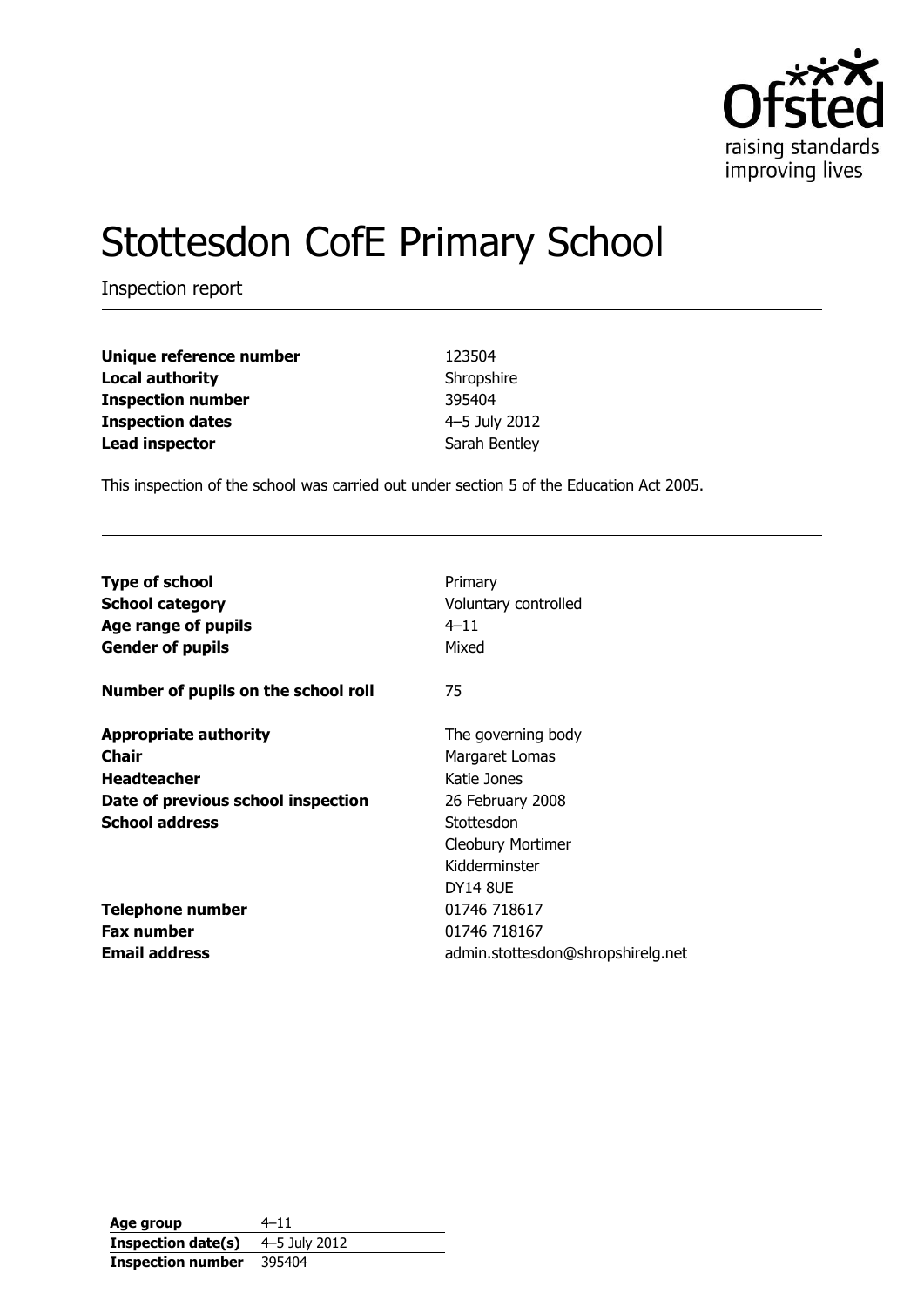# Stottesdon CofE Primary School

Inspection report

| | |
|---|---|
| **Unique reference number** | 123504 |
| **Local authority** | Shropshire |
| **Inspection number** | 395404 |
| **Inspection dates** | 4–5 July 2012 |
| **Lead inspector** | Sarah Bentley |

This inspection of the school was carried out under section 5 of the Education Act 2005.

| | |
|---|---|
| **Type of school** | Primary |
| **School category** | Voluntary controlled |
| **Age range of pupils** | 4–11 |
| **Gender of pupils** | Mixed |
| **Number of pupils on the school roll** | 75 |
| **Appropriate authority** | The governing body |
| **Chair** | Margaret Lomas |
| **Headteacher** | Katie Jones |
| **Date of previous school inspection** | 26 February 2008 |
| **School address** | Stottesdon<br>Cleobury Mortimer<br>Kidderminster<br>DY14 8UE |
| **Telephone number** | 01746 718617 |
| **Fax number** | 01746 718167 |
| **Email address** | admin.stottesdon@shropshirelg.net |

| | |
|---|---|
| **Age group** | 4–11 |
| **Inspection date(s)** | 4–5 July 2012 |
| **Inspection number** | 395404 |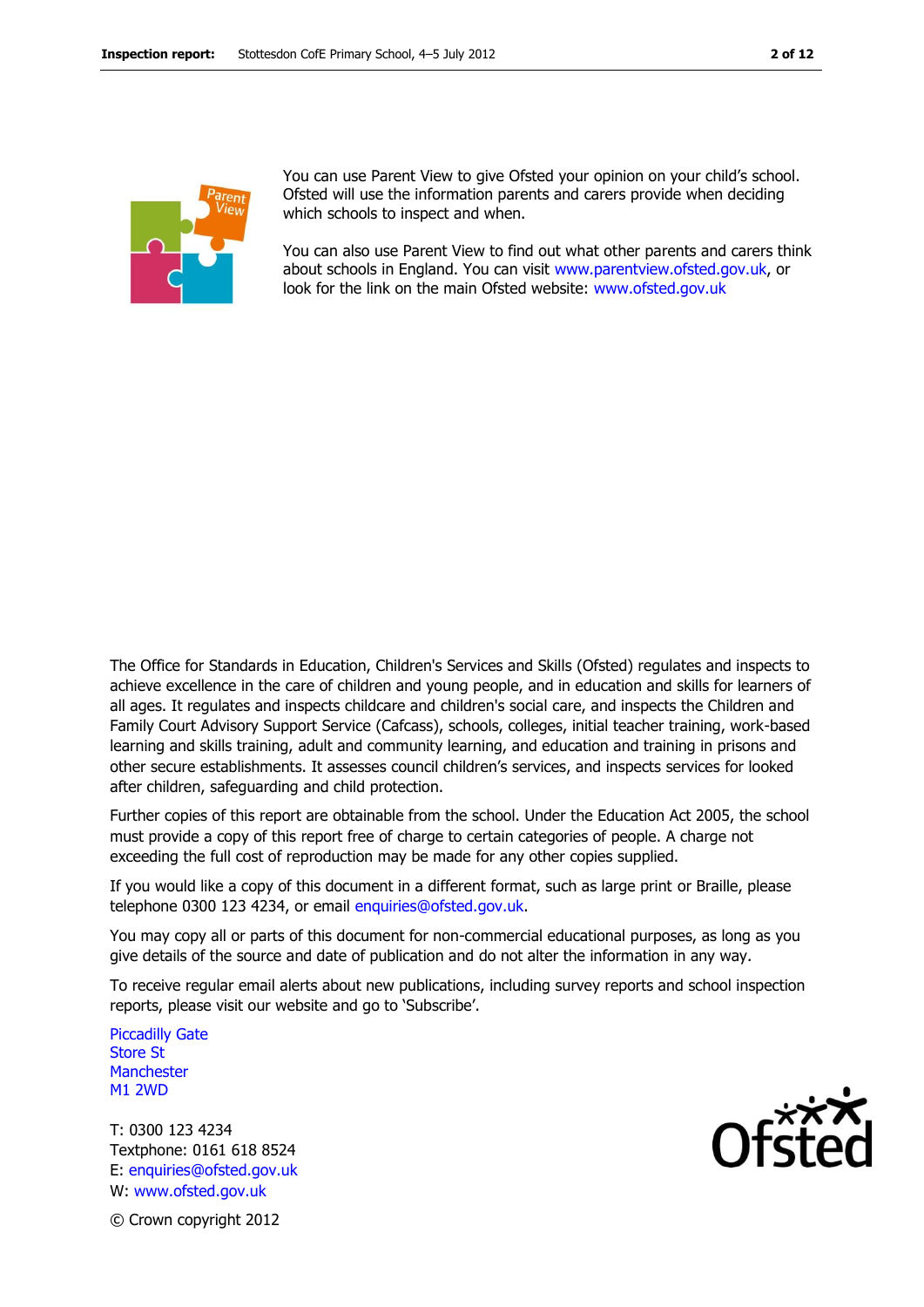You can use Parent View to give Ofsted your opinion on your child's school. Ofsted will use the information parents and carers provide when deciding which schools to inspect and when.

You can also use Parent View to find out what other parents and carers think about schools in England. You can visit www.parentview.ofsted.gov.uk, or look for the link on the main Ofsted website: www.ofsted.gov.uk

The Office for Standards in Education, Children's Services and Skills (Ofsted) regulates and inspects to achieve excellence in the care of children and young people, and in education and skills for learners of all ages. It regulates and inspects childcare and children's social care, and inspects the Children and Family Court Advisory Support Service (Cafcass), schools, colleges, initial teacher training, work-based learning and skills training, adult and community learning, and education and training in prisons and other secure establishments. It assesses council children's services, and inspects services for looked after children, safeguarding and child protection.

Further copies of this report are obtainable from the school. Under the Education Act 2005, the school must provide a copy of this report free of charge to certain categories of people. A charge not exceeding the full cost of reproduction may be made for any other copies supplied.

If you would like a copy of this document in a different format, such as large print or Braille, please telephone 0300 123 4234, or email enquiries@ofsted.gov.uk.

You may copy all or parts of this document for non-commercial educational purposes, as long as you give details of the source and date of publication and do not alter the information in any way.

To receive regular email alerts about new publications, including survey reports and school inspection reports, please visit our website and go to 'Subscribe'.

Piccadilly Gate
Store St
Manchester
M1 2WD

T: 0300 123 4234
Textphone: 0161 618 8524
E: enquiries@ofsted.gov.uk
W: www.ofsted.gov.uk

© Crown copyright 2012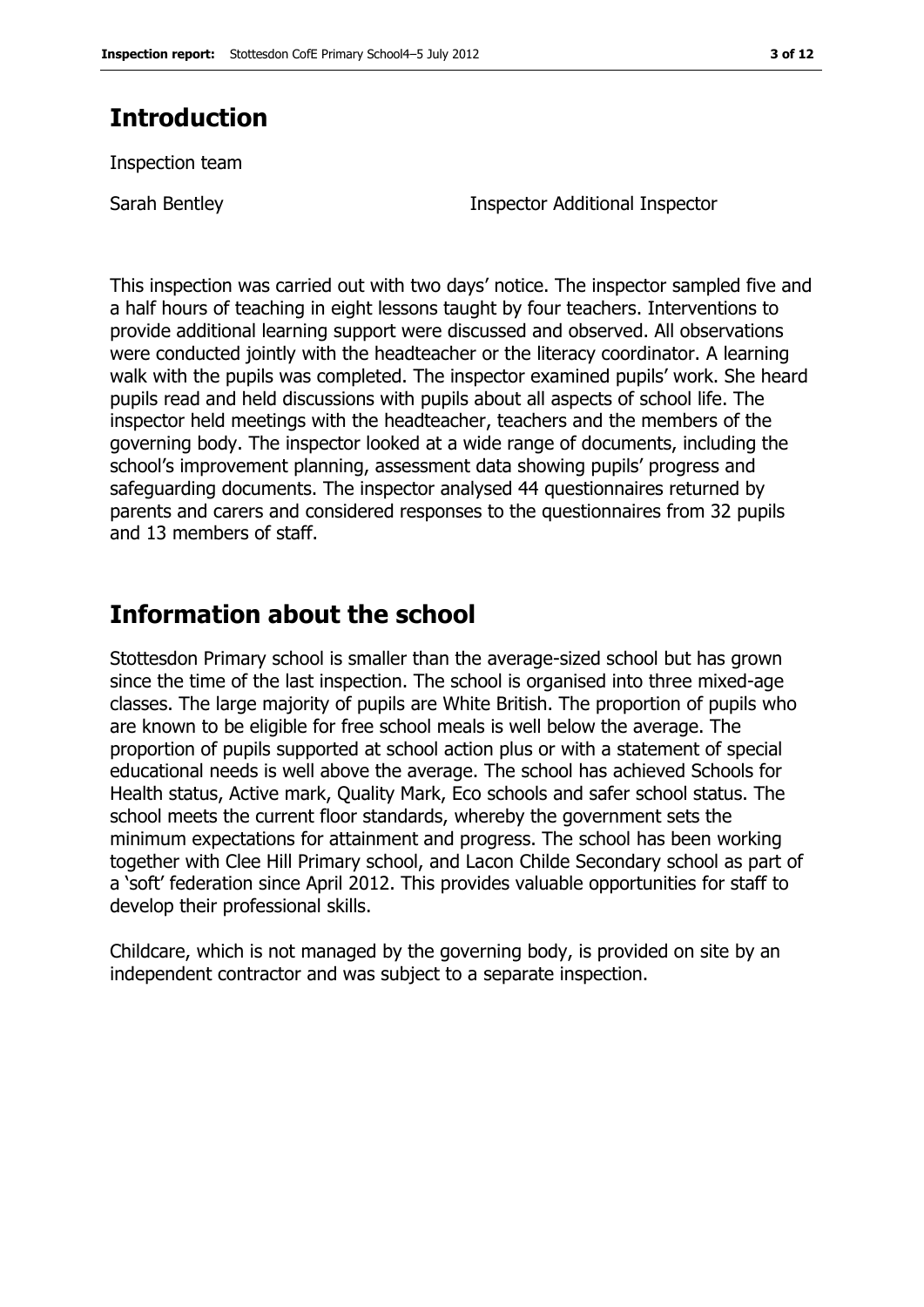# Introduction

Inspection team

Sarah Bentley Inspector Additional Inspector

This inspection was carried out with two days' notice. The inspector sampled five and a half hours of teaching in eight lessons taught by four teachers. Interventions to provide additional learning support were discussed and observed. All observations were conducted jointly with the headteacher or the literacy coordinator. A learning walk with the pupils was completed. The inspector examined pupils' work. She heard pupils read and held discussions with pupils about all aspects of school life. The inspector held meetings with the headteacher, teachers and the members of the governing body. The inspector looked at a wide range of documents, including the school's improvement planning, assessment data showing pupils' progress and safeguarding documents. The inspector analysed 44 questionnaires returned by parents and carers and considered responses to the questionnaires from 32 pupils and 13 members of staff.

# Information about the school

Stottesdon Primary school is smaller than the average-sized school but has grown since the time of the last inspection. The school is organised into three mixed-age classes. The large majority of pupils are White British. The proportion of pupils who are known to be eligible for free school meals is well below the average. The proportion of pupils supported at school action plus or with a statement of special educational needs is well above the average. The school has achieved Schools for Health status, Active mark, Quality Mark, Eco schools and safer school status. The school meets the current floor standards, whereby the government sets the minimum expectations for attainment and progress. The school has been working together with Clee Hill Primary school, and Lacon Childe Secondary school as part of a 'soft' federation since April 2012. This provides valuable opportunities for staff to develop their professional skills.

Childcare, which is not managed by the governing body, is provided on site by an independent contractor and was subject to a separate inspection.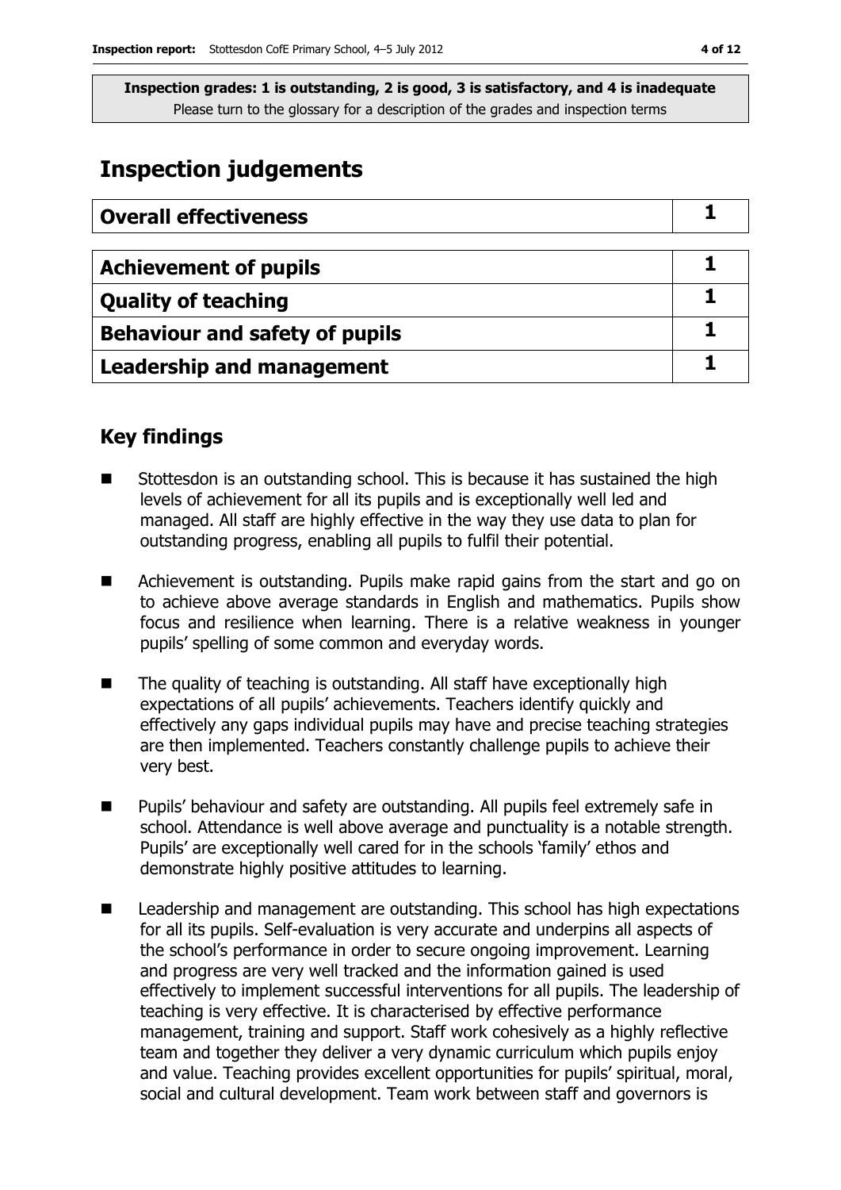**Inspection grades: 1 is outstanding, 2 is good, 3 is satisfactory, and 4 is inadequate**
Please turn to the glossary for a description of the grades and inspection terms

# Inspection judgements

| Overall effectiveness | 1 |
|---|---|

| Achievement of pupils | 1 |
|---|---|
| Quality of teaching | 1 |
| Behaviour and safety of pupils | 1 |
| Leadership and management | 1 |

## Key findings

- Stottesdon is an outstanding school. This is because it has sustained the high levels of achievement for all its pupils and is exceptionally well led and managed. All staff are highly effective in the way they use data to plan for outstanding progress, enabling all pupils to fulfil their potential.
- Achievement is outstanding. Pupils make rapid gains from the start and go on to achieve above average standards in English and mathematics. Pupils show focus and resilience when learning. There is a relative weakness in younger pupils' spelling of some common and everyday words.
- The quality of teaching is outstanding. All staff have exceptionally high expectations of all pupils' achievements. Teachers identify quickly and effectively any gaps individual pupils may have and precise teaching strategies are then implemented. Teachers constantly challenge pupils to achieve their very best.
- Pupils' behaviour and safety are outstanding. All pupils feel extremely safe in school. Attendance is well above average and punctuality is a notable strength. Pupils' are exceptionally well cared for in the schools 'family' ethos and demonstrate highly positive attitudes to learning.
- Leadership and management are outstanding. This school has high expectations for all its pupils. Self-evaluation is very accurate and underpins all aspects of the school's performance in order to secure ongoing improvement. Learning and progress are very well tracked and the information gained is used effectively to implement successful interventions for all pupils. The leadership of teaching is very effective. It is characterised by effective performance management, training and support. Staff work cohesively as a highly reflective team and together they deliver a very dynamic curriculum which pupils enjoy and value. Teaching provides excellent opportunities for pupils' spiritual, moral, social and cultural development. Team work between staff and governors is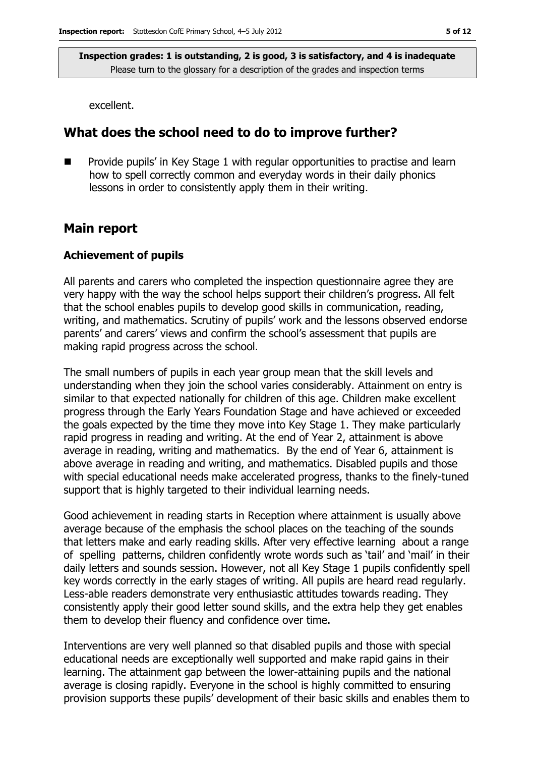excellent.

## What does the school need to do to improve further?

- Provide pupils' in Key Stage 1 with regular opportunities to practise and learn how to spell correctly common and everyday words in their daily phonics lessons in order to consistently apply them in their writing.

## Main report

### Achievement of pupils

All parents and carers who completed the inspection questionnaire agree they are very happy with the way the school helps support their children's progress. All felt that the school enables pupils to develop good skills in communication, reading, writing, and mathematics. Scrutiny of pupils' work and the lessons observed endorse parents' and carers' views and confirm the school's assessment that pupils are making rapid progress across the school.

The small numbers of pupils in each year group mean that the skill levels and understanding when they join the school varies considerably. Attainment on entry is similar to that expected nationally for children of this age. Children make excellent progress through the Early Years Foundation Stage and have achieved or exceeded the goals expected by the time they move into Key Stage 1. They make particularly rapid progress in reading and writing. At the end of Year 2, attainment is above average in reading, writing and mathematics. By the end of Year 6, attainment is above average in reading and writing, and mathematics. Disabled pupils and those with special educational needs make accelerated progress, thanks to the finely-tuned support that is highly targeted to their individual learning needs.

Good achievement in reading starts in Reception where attainment is usually above average because of the emphasis the school places on the teaching of the sounds that letters make and early reading skills. After very effective learning about a range of spelling patterns, children confidently wrote words such as 'tail' and 'mail' in their daily letters and sounds session. However, not all Key Stage 1 pupils confidently spell key words correctly in the early stages of writing. All pupils are heard read regularly. Less-able readers demonstrate very enthusiastic attitudes towards reading. They consistently apply their good letter sound skills, and the extra help they get enables them to develop their fluency and confidence over time.

Interventions are very well planned so that disabled pupils and those with special educational needs are exceptionally well supported and make rapid gains in their learning. The attainment gap between the lower-attaining pupils and the national average is closing rapidly. Everyone in the school is highly committed to ensuring provision supports these pupils' development of their basic skills and enables them to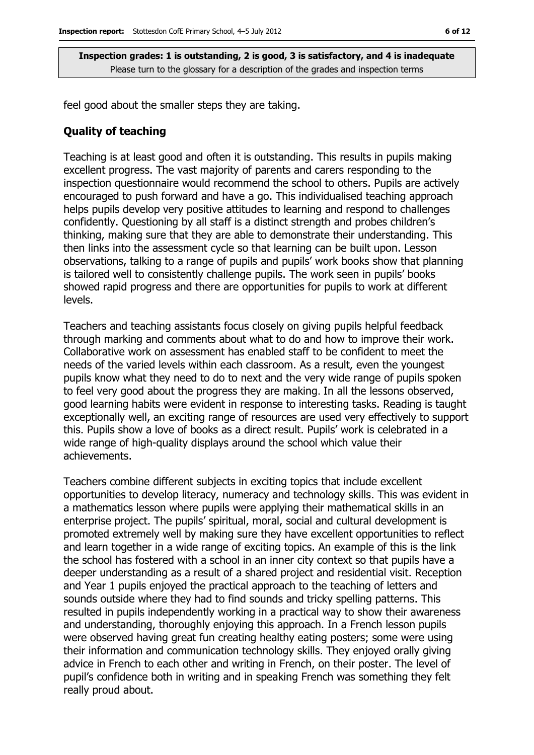feel good about the smaller steps they are taking.

### Quality of teaching

Teaching is at least good and often it is outstanding. This results in pupils making excellent progress. The vast majority of parents and carers responding to the inspection questionnaire would recommend the school to others. Pupils are actively encouraged to push forward and have a go. This individualised teaching approach helps pupils develop very positive attitudes to learning and respond to challenges confidently. Questioning by all staff is a distinct strength and probes children's thinking, making sure that they are able to demonstrate their understanding. This then links into the assessment cycle so that learning can be built upon. Lesson observations, talking to a range of pupils and pupils' work books show that planning is tailored well to consistently challenge pupils. The work seen in pupils' books showed rapid progress and there are opportunities for pupils to work at different levels.

Teachers and teaching assistants focus closely on giving pupils helpful feedback through marking and comments about what to do and how to improve their work. Collaborative work on assessment has enabled staff to be confident to meet the needs of the varied levels within each classroom. As a result, even the youngest pupils know what they need to do to next and the very wide range of pupils spoken to feel very good about the progress they are making. In all the lessons observed, good learning habits were evident in response to interesting tasks. Reading is taught exceptionally well, an exciting range of resources are used very effectively to support this. Pupils show a love of books as a direct result. Pupils' work is celebrated in a wide range of high-quality displays around the school which value their achievements.

Teachers combine different subjects in exciting topics that include excellent opportunities to develop literacy, numeracy and technology skills. This was evident in a mathematics lesson where pupils were applying their mathematical skills in an enterprise project. The pupils' spiritual, moral, social and cultural development is promoted extremely well by making sure they have excellent opportunities to reflect and learn together in a wide range of exciting topics. An example of this is the link the school has fostered with a school in an inner city context so that pupils have a deeper understanding as a result of a shared project and residential visit. Reception and Year 1 pupils enjoyed the practical approach to the teaching of letters and sounds outside where they had to find sounds and tricky spelling patterns. This resulted in pupils independently working in a practical way to show their awareness and understanding, thoroughly enjoying this approach. In a French lesson pupils were observed having great fun creating healthy eating posters; some were using their information and communication technology skills. They enjoyed orally giving advice in French to each other and writing in French, on their poster. The level of pupil's confidence both in writing and in speaking French was something they felt really proud about.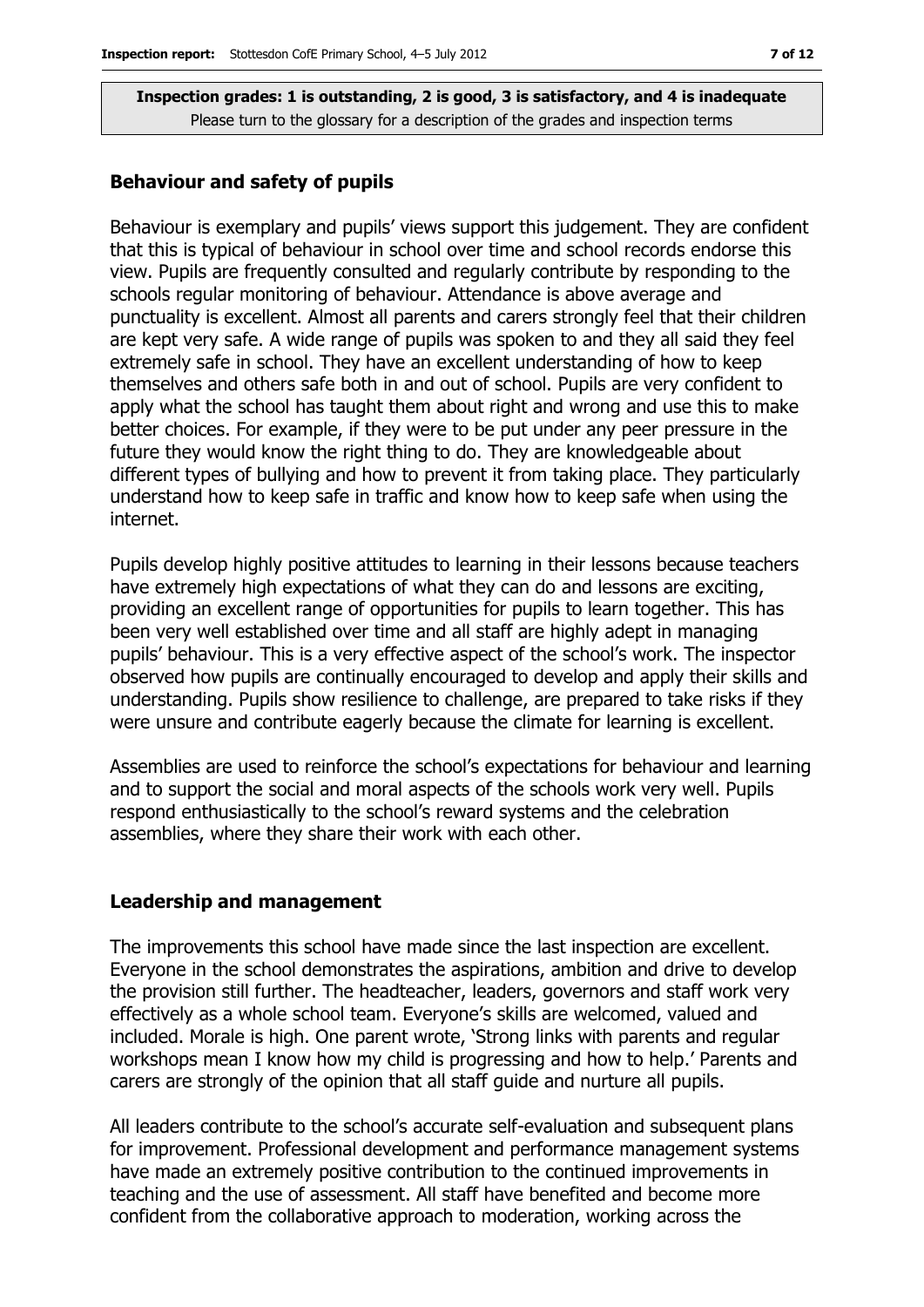**Inspection grades: 1 is outstanding, 2 is good, 3 is satisfactory, and 4 is inadequate**
Please turn to the glossary for a description of the grades and inspection terms

### Behaviour and safety of pupils

Behaviour is exemplary and pupils' views support this judgement. They are confident that this is typical of behaviour in school over time and school records endorse this view. Pupils are frequently consulted and regularly contribute by responding to the schools regular monitoring of behaviour. Attendance is above average and punctuality is excellent. Almost all parents and carers strongly feel that their children are kept very safe. A wide range of pupils was spoken to and they all said they feel extremely safe in school. They have an excellent understanding of how to keep themselves and others safe both in and out of school. Pupils are very confident to apply what the school has taught them about right and wrong and use this to make better choices. For example, if they were to be put under any peer pressure in the future they would know the right thing to do. They are knowledgeable about different types of bullying and how to prevent it from taking place. They particularly understand how to keep safe in traffic and know how to keep safe when using the internet.

Pupils develop highly positive attitudes to learning in their lessons because teachers have extremely high expectations of what they can do and lessons are exciting, providing an excellent range of opportunities for pupils to learn together. This has been very well established over time and all staff are highly adept in managing pupils' behaviour. This is a very effective aspect of the school's work. The inspector observed how pupils are continually encouraged to develop and apply their skills and understanding. Pupils show resilience to challenge, are prepared to take risks if they were unsure and contribute eagerly because the climate for learning is excellent.

Assemblies are used to reinforce the school's expectations for behaviour and learning and to support the social and moral aspects of the schools work very well. Pupils respond enthusiastically to the school's reward systems and the celebration assemblies, where they share their work with each other.

### Leadership and management

The improvements this school have made since the last inspection are excellent. Everyone in the school demonstrates the aspirations, ambition and drive to develop the provision still further. The headteacher, leaders, governors and staff work very effectively as a whole school team. Everyone's skills are welcomed, valued and included. Morale is high. One parent wrote, 'Strong links with parents and regular workshops mean I know how my child is progressing and how to help.' Parents and carers are strongly of the opinion that all staff guide and nurture all pupils.

All leaders contribute to the school's accurate self-evaluation and subsequent plans for improvement. Professional development and performance management systems have made an extremely positive contribution to the continued improvements in teaching and the use of assessment. All staff have benefited and become more confident from the collaborative approach to moderation, working across the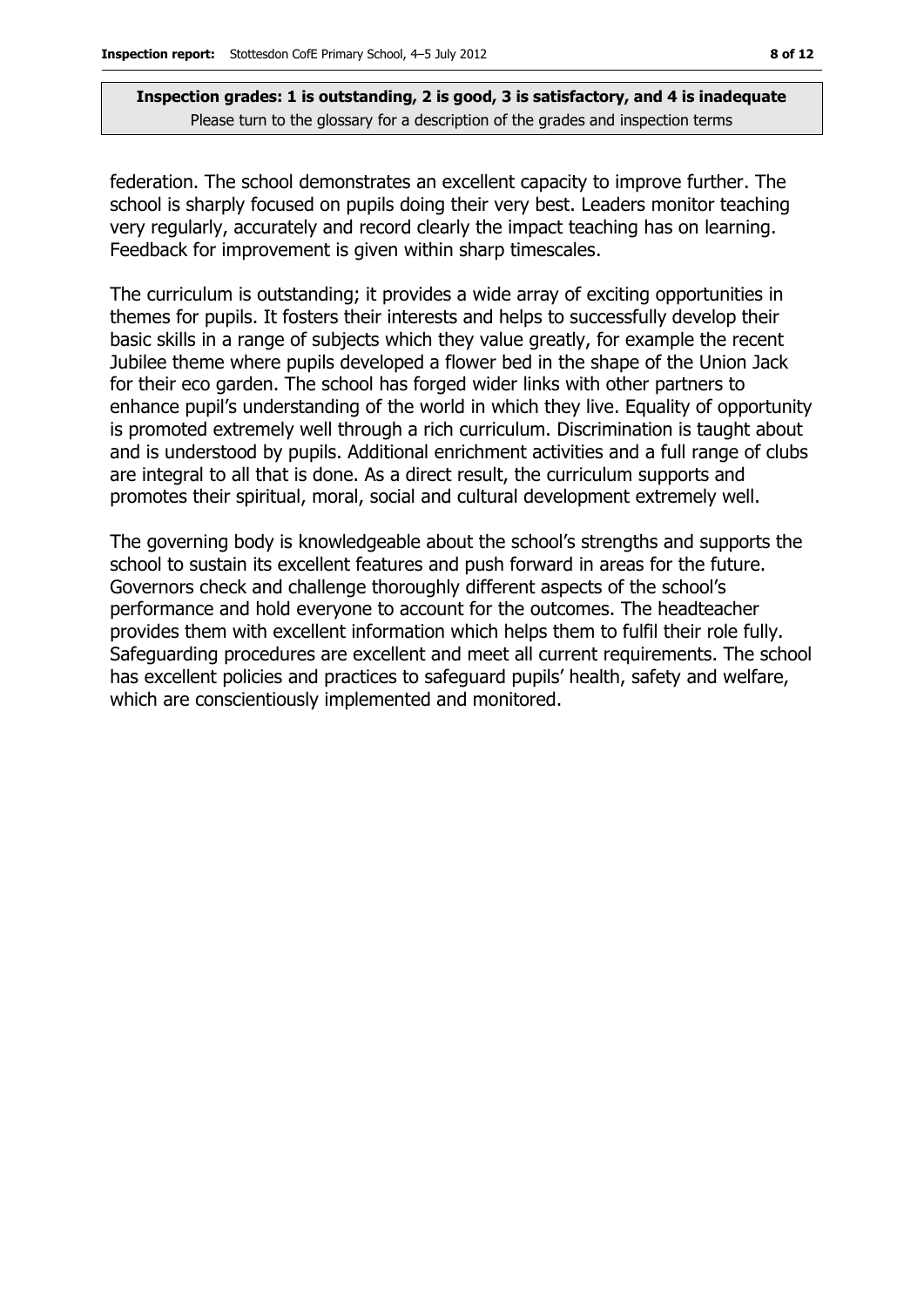federation. The school demonstrates an excellent capacity to improve further. The school is sharply focused on pupils doing their very best. Leaders monitor teaching very regularly, accurately and record clearly the impact teaching has on learning. Feedback for improvement is given within sharp timescales.

The curriculum is outstanding; it provides a wide array of exciting opportunities in themes for pupils. It fosters their interests and helps to successfully develop their basic skills in a range of subjects which they value greatly, for example the recent Jubilee theme where pupils developed a flower bed in the shape of the Union Jack for their eco garden. The school has forged wider links with other partners to enhance pupil's understanding of the world in which they live. Equality of opportunity is promoted extremely well through a rich curriculum. Discrimination is taught about and is understood by pupils. Additional enrichment activities and a full range of clubs are integral to all that is done. As a direct result, the curriculum supports and promotes their spiritual, moral, social and cultural development extremely well.

The governing body is knowledgeable about the school's strengths and supports the school to sustain its excellent features and push forward in areas for the future. Governors check and challenge thoroughly different aspects of the school's performance and hold everyone to account for the outcomes. The headteacher provides them with excellent information which helps them to fulfil their role fully. Safeguarding procedures are excellent and meet all current requirements. The school has excellent policies and practices to safeguard pupils' health, safety and welfare, which are conscientiously implemented and monitored.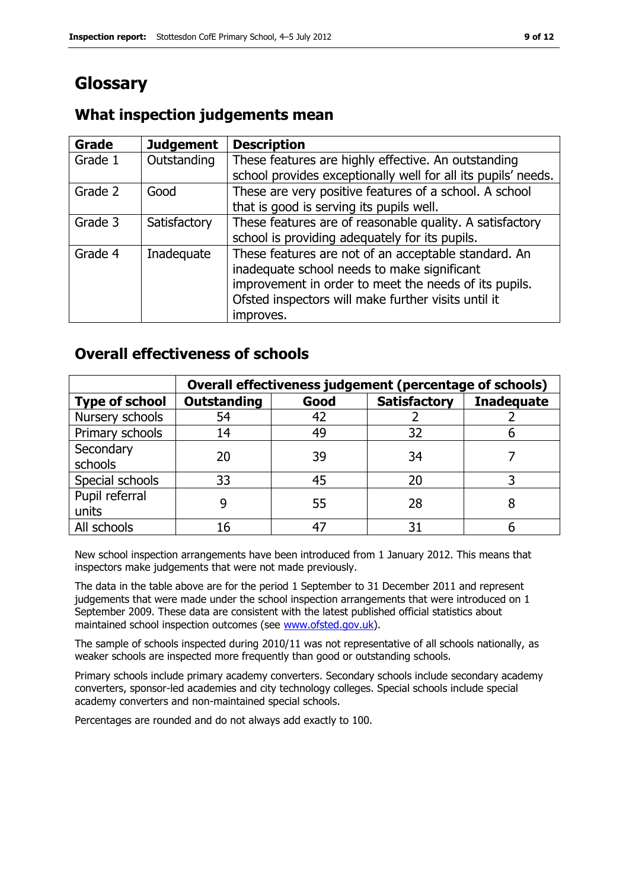# Glossary

## What inspection judgements mean

| Grade | Judgement | Description |
|---|---|---|
| Grade 1 | Outstanding | These features are highly effective. An outstanding school provides exceptionally well for all its pupils' needs. |
| Grade 2 | Good | These are very positive features of a school. A school that is good is serving its pupils well. |
| Grade 3 | Satisfactory | These features are of reasonable quality. A satisfactory school is providing adequately for its pupils. |
| Grade 4 | Inadequate | These features are not of an acceptable standard. An inadequate school needs to make significant improvement in order to meet the needs of its pupils. Ofsted inspectors will make further visits until it improves. |

## Overall effectiveness of schools

| | Overall effectiveness judgement (percentage of schools) | | | |
|---|---|---|---|---|
| **Type of school** | **Outstanding** | **Good** | **Satisfactory** | **Inadequate** |
| Nursery schools | 54 | 42 | 2 | 2 |
| Primary schools | 14 | 49 | 32 | 6 |
| Secondary schools | 20 | 39 | 34 | 7 |
| Special schools | 33 | 45 | 20 | 3 |
| Pupil referral units | 9 | 55 | 28 | 8 |
| All schools | 16 | 47 | 31 | 6 |

New school inspection arrangements have been introduced from 1 January 2012. This means that inspectors make judgements that were not made previously.

The data in the table above are for the period 1 September to 31 December 2011 and represent judgements that were made under the school inspection arrangements that were introduced on 1 September 2009. These data are consistent with the latest published official statistics about maintained school inspection outcomes (see www.ofsted.gov.uk).

The sample of schools inspected during 2010/11 was not representative of all schools nationally, as weaker schools are inspected more frequently than good or outstanding schools.

Primary schools include primary academy converters. Secondary schools include secondary academy converters, sponsor-led academies and city technology colleges. Special schools include special academy converters and non-maintained special schools.

Percentages are rounded and do not always add exactly to 100.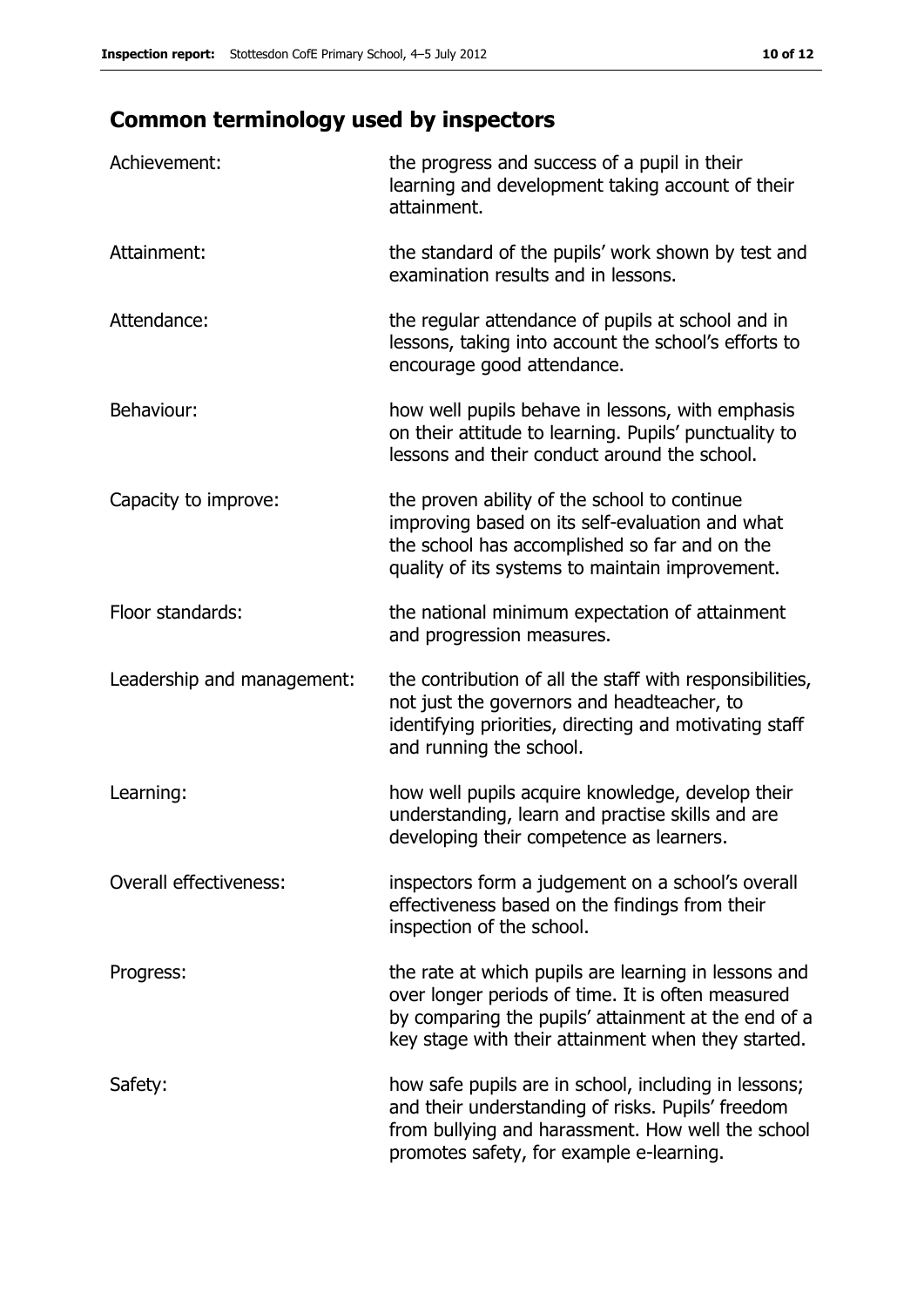## Common terminology used by inspectors

| | |
|---|---|
| Achievement: | the progress and success of a pupil in their learning and development taking account of their attainment. |
| Attainment: | the standard of the pupils' work shown by test and examination results and in lessons. |
| Attendance: | the regular attendance of pupils at school and in lessons, taking into account the school's efforts to encourage good attendance. |
| Behaviour: | how well pupils behave in lessons, with emphasis on their attitude to learning. Pupils' punctuality to lessons and their conduct around the school. |
| Capacity to improve: | the proven ability of the school to continue improving based on its self-evaluation and what the school has accomplished so far and on the quality of its systems to maintain improvement. |
| Floor standards: | the national minimum expectation of attainment and progression measures. |
| Leadership and management: | the contribution of all the staff with responsibilities, not just the governors and headteacher, to identifying priorities, directing and motivating staff and running the school. |
| Learning: | how well pupils acquire knowledge, develop their understanding, learn and practise skills and are developing their competence as learners. |
| Overall effectiveness: | inspectors form a judgement on a school's overall effectiveness based on the findings from their inspection of the school. |
| Progress: | the rate at which pupils are learning in lessons and over longer periods of time. It is often measured by comparing the pupils' attainment at the end of a key stage with their attainment when they started. |
| Safety: | how safe pupils are in school, including in lessons; and their understanding of risks. Pupils' freedom from bullying and harassment. How well the school promotes safety, for example e-learning. |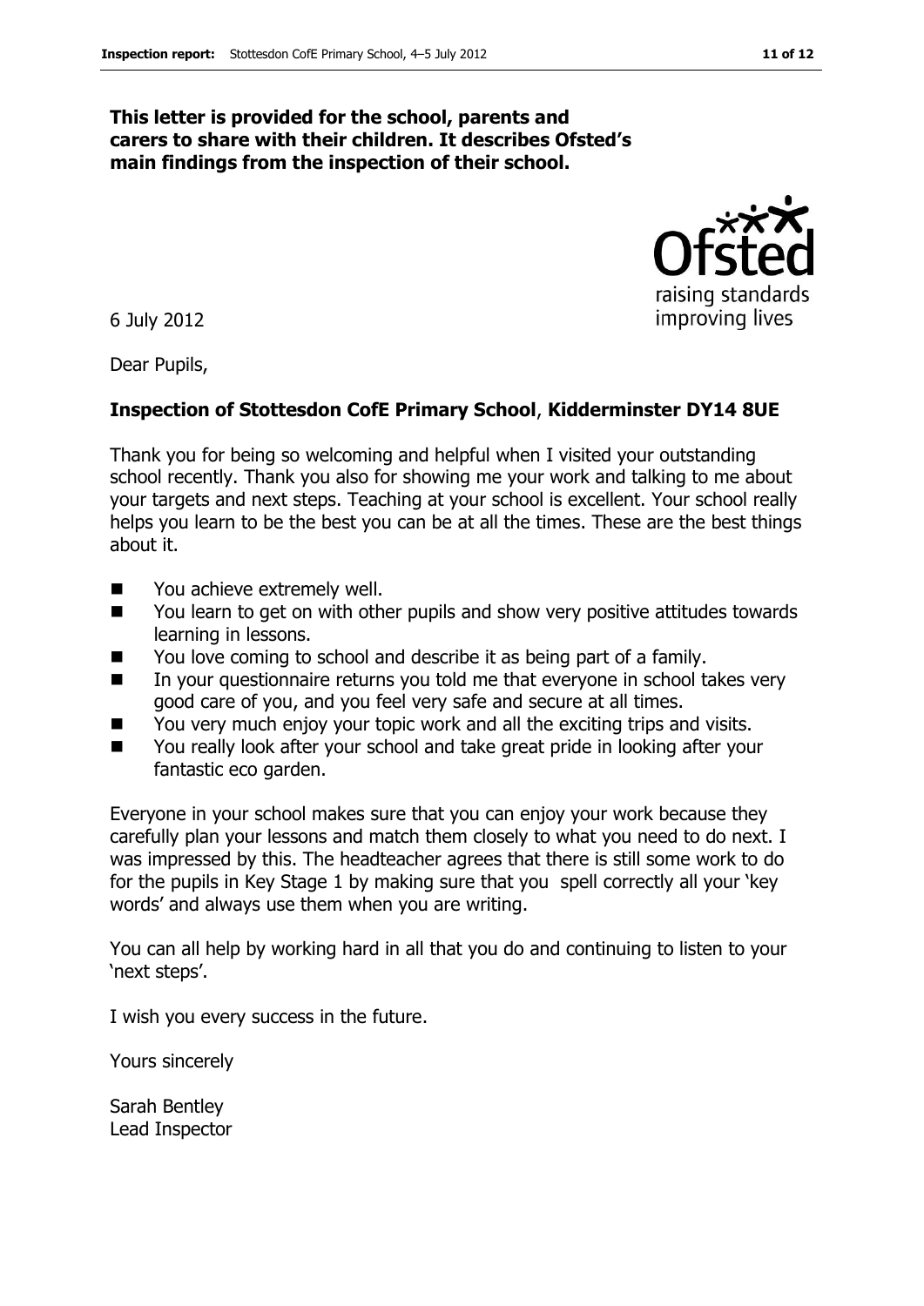**This letter is provided for the school, parents and carers to share with their children. It describes Ofsted's main findings from the inspection of their school.**

6 July 2012

Dear Pupils,

**Inspection of Stottesdon CofE Primary School**, **Kidderminster DY14 8UE**

Thank you for being so welcoming and helpful when I visited your outstanding school recently. Thank you also for showing me your work and talking to me about your targets and next steps. Teaching at your school is excellent. Your school really helps you learn to be the best you can be at all the times. These are the best things about it.

- You achieve extremely well.
- You learn to get on with other pupils and show very positive attitudes towards learning in lessons.
- You love coming to school and describe it as being part of a family.
- In your questionnaire returns you told me that everyone in school takes very good care of you, and you feel very safe and secure at all times.
- You very much enjoy your topic work and all the exciting trips and visits.
- You really look after your school and take great pride in looking after your fantastic eco garden.

Everyone in your school makes sure that you can enjoy your work because they carefully plan your lessons and match them closely to what you need to do next. I was impressed by this. The headteacher agrees that there is still some work to do for the pupils in Key Stage 1 by making sure that you spell correctly all your 'key words' and always use them when you are writing.

You can all help by working hard in all that you do and continuing to listen to your 'next steps'.

I wish you every success in the future.

Yours sincerely

Sarah Bentley
Lead Inspector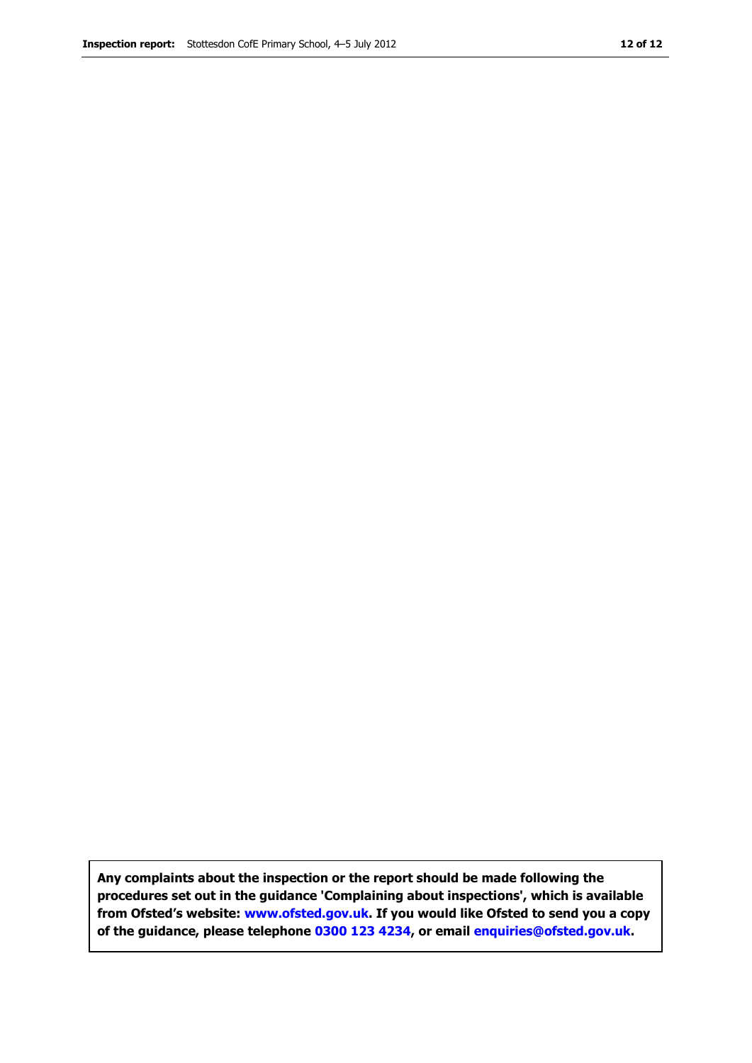**Any complaints about the inspection or the report should be made following the procedures set out in the guidance 'Complaining about inspections', which is available from Ofsted's website: www.ofsted.gov.uk. If you would like Ofsted to send you a copy of the guidance, please telephone 0300 123 4234, or email enquiries@ofsted.gov.uk.**